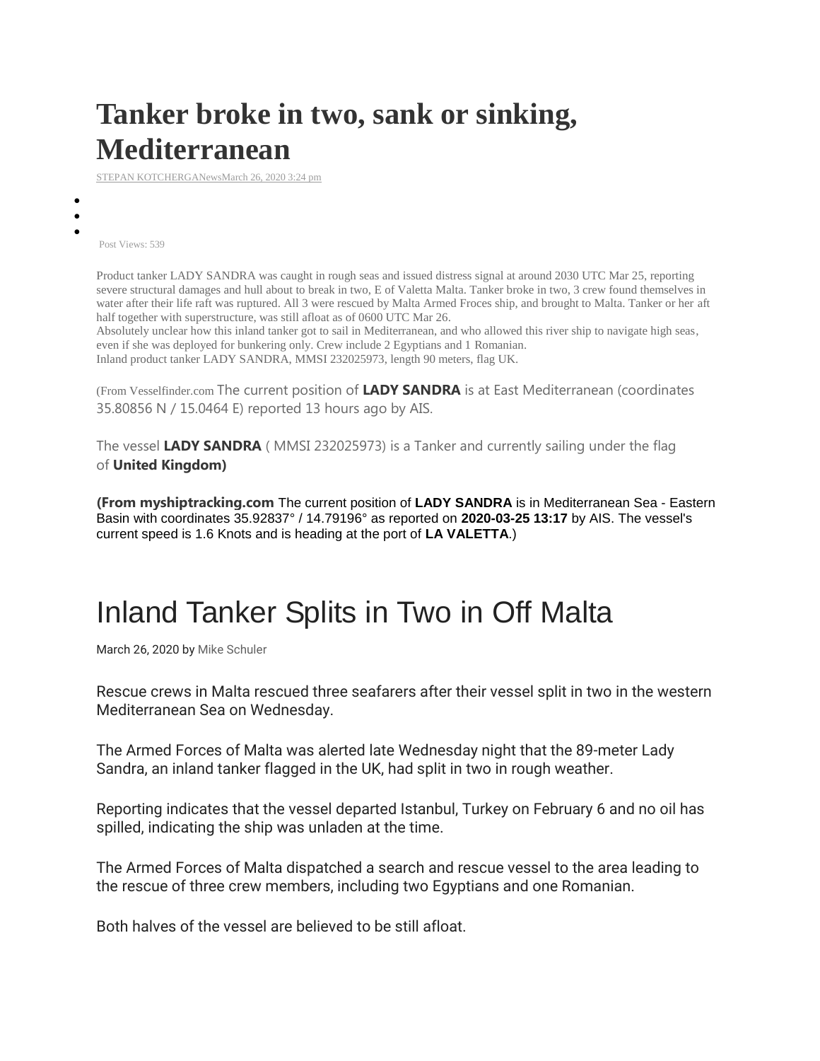# Tanker broke in two, sank or sinking, Mediterranean

STEPAN KOTCHERGANewsMarch 26, 2020 3:24 pm

Post Views: 539

Product tanker LADY SANDRA was caught in rough seas and issued distress signal at around 2030 UTC Mar 25, reporting severe structural damages and hull about to break in two, E of Valetta Malta. Tanker broke in two, 3 crew found themselves in water after their life raft was ruptured. All 3 were rescued by Malta Armed Froces ship, and brought to Malta. Tanker or her aft half together with superstructure, was still afloat as of 0600 UTC Mar 26.
Absolutely unclear how this inland tanker got to sail in Mediterranean, and who allowed this river ship to navigate high seas, even if she was deployed for bunkering only. Crew include 2 Egyptians and 1 Romanian.
Inland product tanker LADY SANDRA, MMSI 232025973, length 90 meters, flag UK.

(From Vesselfinder.com The current position of **LADY SANDRA** is at East Mediterranean (coordinates 35.80856 N / 15.0464 E) reported 13 hours ago by AIS.

The vessel **LADY SANDRA** ( MMSI 232025973) is a Tanker and currently sailing under the flag of **United Kingdom)**

**(From myshiptracking.com** The current position of **LADY SANDRA** is in Mediterranean Sea - Eastern Basin with coordinates 35.92837° / 14.79196° as reported on **2020-03-25 13:17** by AIS. The vessel's current speed is 1.6 Knots and is heading at the port of **LA VALETTA**.)

# Inland Tanker Splits in Two in Off Malta

March 26, 2020 by Mike Schuler

Rescue crews in Malta rescued three seafarers after their vessel split in two in the western Mediterranean Sea on Wednesday.

The Armed Forces of Malta was alerted late Wednesday night that the 89-meter Lady Sandra, an inland tanker flagged in the UK, had split in two in rough weather.

Reporting indicates that the vessel departed Istanbul, Turkey on February 6 and no oil has spilled, indicating the ship was unladen at the time.

The Armed Forces of Malta dispatched a search and rescue vessel to the area leading to the rescue of three crew members, including two Egyptians and one Romanian.

Both halves of the vessel are believed to be still afloat.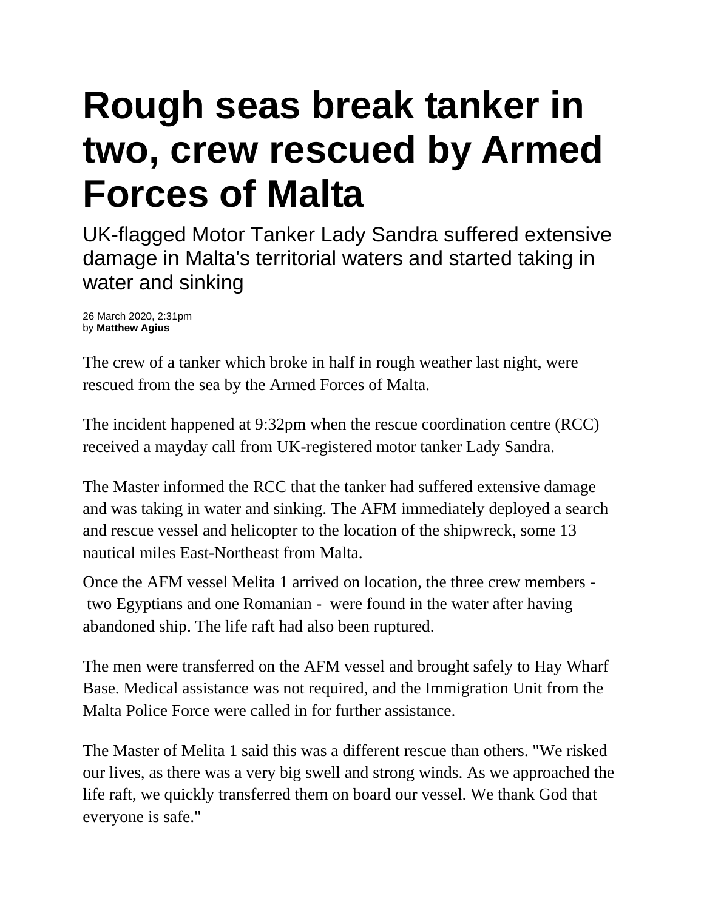# Rough seas break tanker in two, crew rescued by Armed Forces of Malta

UK-flagged Motor Tanker Lady Sandra suffered extensive damage in Malta's territorial waters and started taking in water and sinking

26 March 2020, 2:31pm
by **Matthew Agius**

The crew of a tanker which broke in half in rough weather last night, were rescued from the sea by the Armed Forces of Malta.

The incident happened at 9:32pm when the rescue coordination centre (RCC) received a mayday call from UK-registered motor tanker Lady Sandra.

The Master informed the RCC that the tanker had suffered extensive damage and was taking in water and sinking. The AFM immediately deployed a search and rescue vessel and helicopter to the location of the shipwreck, some 13 nautical miles East-Northeast from Malta.

Once the AFM vessel Melita 1 arrived on location, the three crew members - two Egyptians and one Romanian - were found in the water after having abandoned ship. The life raft had also been ruptured.

The men were transferred on the AFM vessel and brought safely to Hay Wharf Base. Medical assistance was not required, and the Immigration Unit from the Malta Police Force were called in for further assistance.

The Master of Melita 1 said this was a different rescue than others. "We risked our lives, as there was a very big swell and strong winds. As we approached the life raft, we quickly transferred them on board our vessel. We thank God that everyone is safe."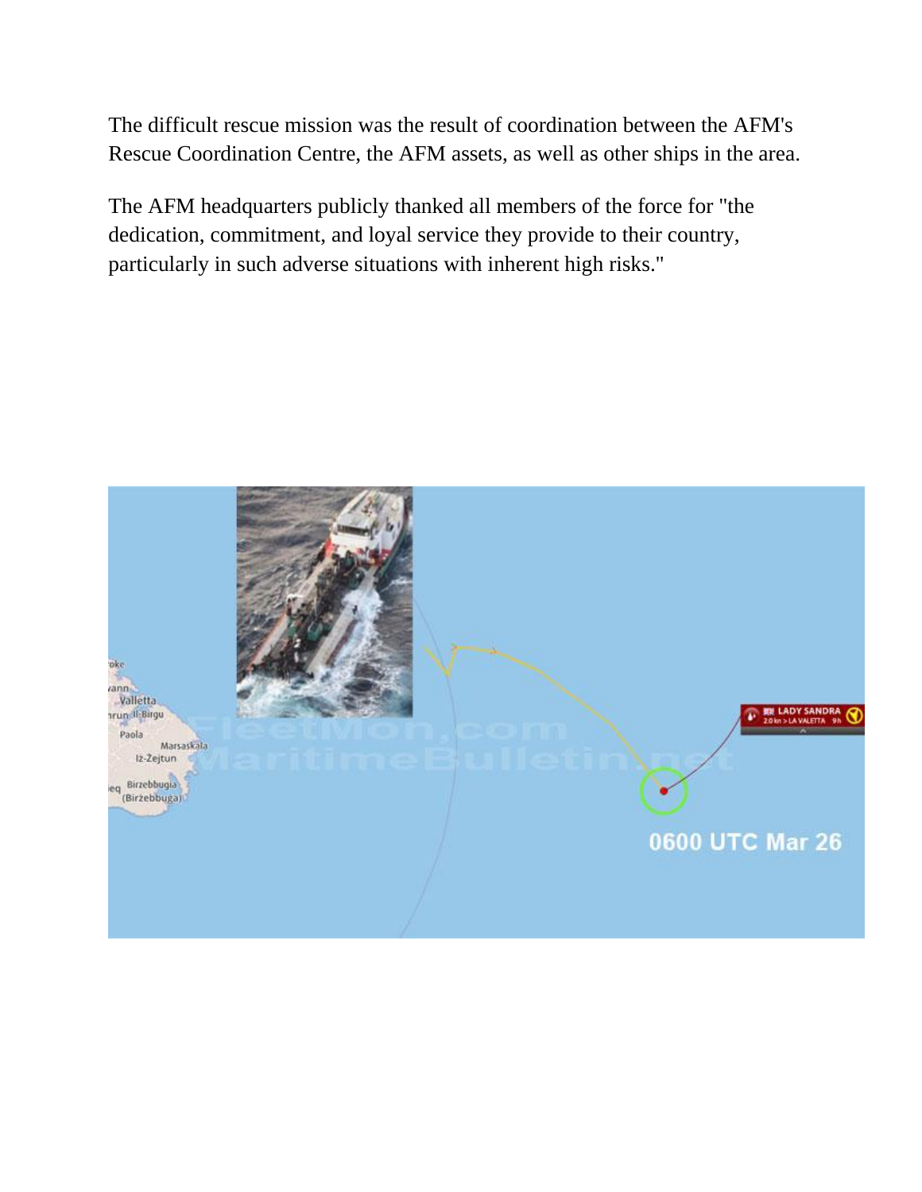The difficult rescue mission was the result of coordination between the AFM's Rescue Coordination Centre, the AFM assets, as well as other ships in the area.

The AFM headquarters publicly thanked all members of the force for "the dedication, commitment, and loyal service they provide to their country, particularly in such adverse situations with inherent high risks."